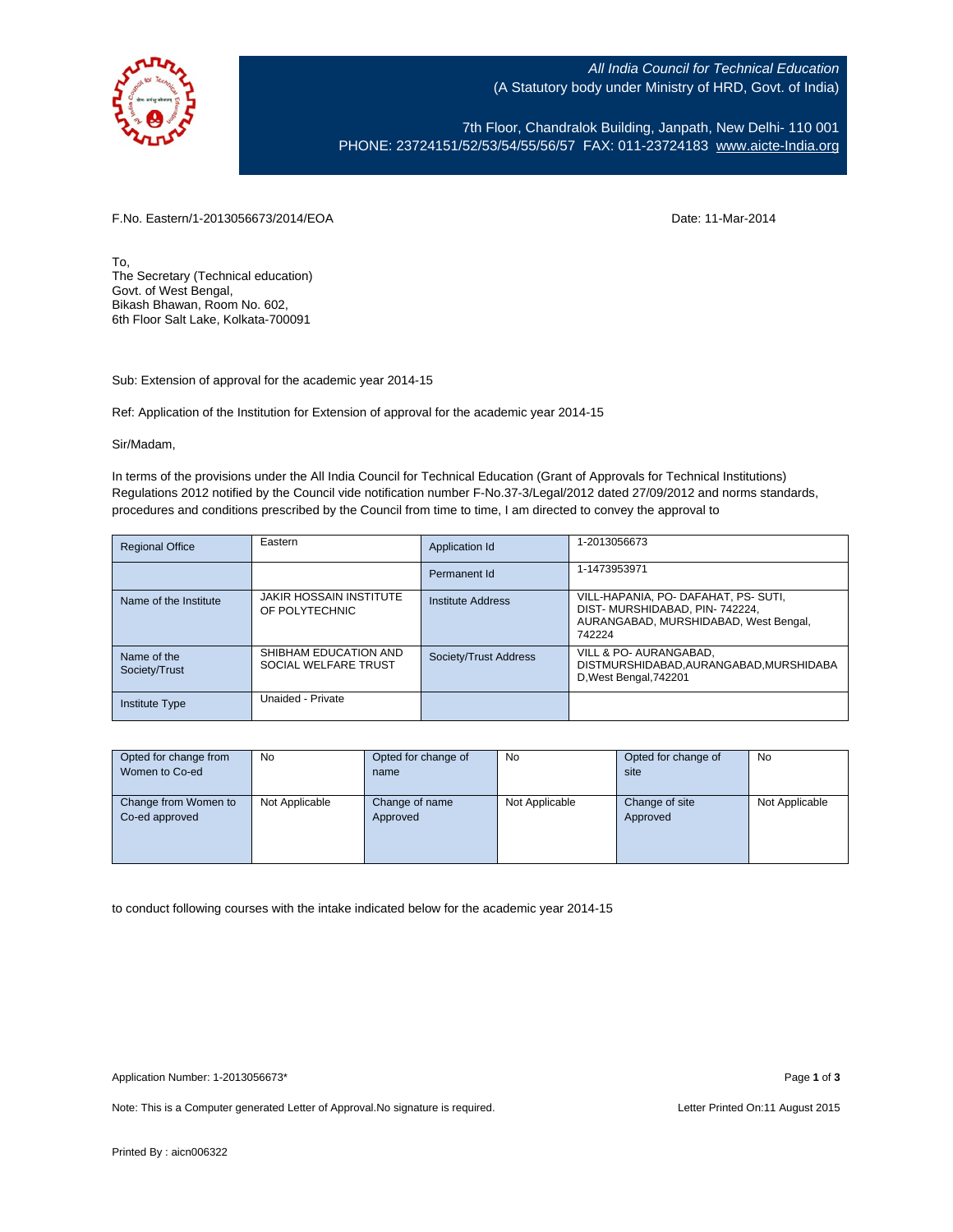All India Council for Technical Education
(A Statutory body under Ministry of HRD, Govt. of India)

7th Floor, Chandralok Building, Janpath, New Delhi- 110 001
PHONE: 23724151/52/53/54/55/56/57 FAX: 011-23724183 www.aicte-India.org

F.No. Eastern/1-2013056673/2014/EOA

Date: 11-Mar-2014

To,
The Secretary (Technical education)
Govt. of West Bengal,
Bikash Bhawan, Room No. 602,
6th Floor Salt Lake, Kolkata-700091

Sub: Extension of approval for the academic year 2014-15

Ref: Application of the Institution for Extension of approval for the academic year 2014-15

Sir/Madam,

In terms of the provisions under the All India Council for Technical Education (Grant of Approvals for Technical Institutions) Regulations 2012 notified by the Council vide notification number F-No.37-3/Legal/2012 dated 27/09/2012 and norms standards, procedures and conditions prescribed by the Council from time to time, I am directed to convey the approval to

| Regional Office | Eastern | Application Id | 1-2013056673 |
|---|---|---|---|
| | | Permanent Id | 1-1473953971 |
| Name of the Institute | JAKIR HOSSAIN INSTITUTE OF POLYTECHNIC | Institute Address | VILL-HAPANIA, PO- DAFAHAT, PS- SUTI, DIST- MURSHIDABAD, PIN- 742224, AURANGABAD, MURSHIDABAD, West Bengal, 742224 |
| Name of the Society/Trust | SHIBHAM EDUCATION AND SOCIAL WELFARE TRUST | Society/Trust Address | VILL & PO- AURANGABAD, DISTMURSHIDABAD,AURANGABAD,MURSHIDABAD,West Bengal,742201 |
| Institute Type | Unaided - Private | | |

| Opted for change from Women to Co-ed | No | Opted for change of name | No | Opted for change of site | No |
|---|---|---|---|---|---|
| Change from Women to Co-ed approved | Not Applicable | Change of name Approved | Not Applicable | Change of site Approved | Not Applicable |

to conduct following courses with the intake indicated below for the academic year 2014-15

Application Number: 1-2013056673*

Note: This is a Computer generated Letter of Approval.No signature is required.

Letter Printed On:11 August 2015

Printed By : aicn006322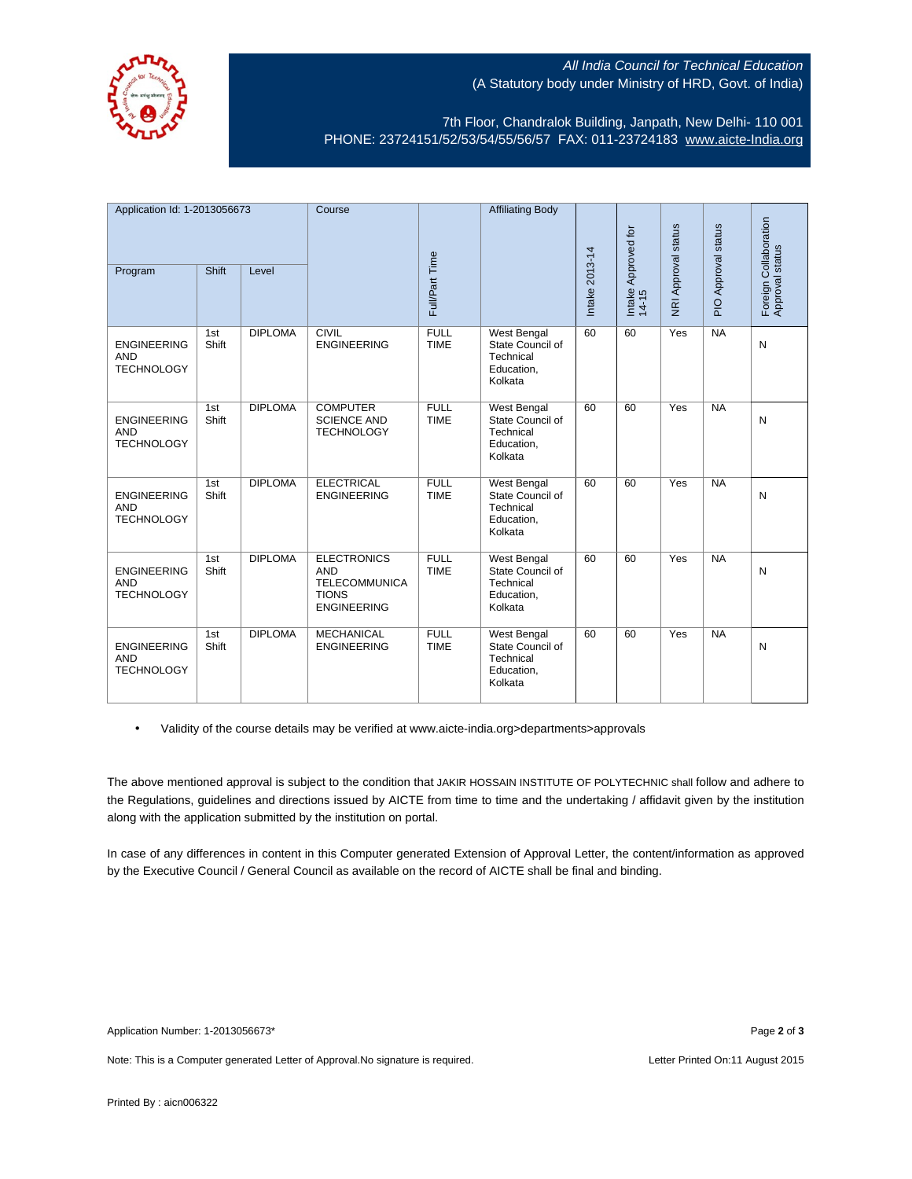*All India Council for Technical Education*
(A Statutory body under Ministry of HRD, Govt. of India)

7th Floor, Chandralok Building, Janpath, New Delhi- 110 001
PHONE: 23724151/52/53/54/55/56/57 FAX: 011-23724183 www.aicte-India.org

| Application Id: 1-2013056673 | | | Course | Full/Part Time | Affiliating Body | Intake 2013-14 | Intake Approved for 14-15 | NRI Approval status | PIO Approval status | Foreign Collaboration Approval status |
|---|---|---|---|---|---|---|---|---|---|---|
| Program | Shift | Level | | | | | | | | |
| ENGINEERING AND TECHNOLOGY | 1st Shift | DIPLOMA | CIVIL ENGINEERING | FULL TIME | West Bengal State Council of Technical Education, Kolkata | 60 | 60 | Yes | NA | N |
| ENGINEERING AND TECHNOLOGY | 1st Shift | DIPLOMA | COMPUTER SCIENCE AND TECHNOLOGY | FULL TIME | West Bengal State Council of Technical Education, Kolkata | 60 | 60 | Yes | NA | N |
| ENGINEERING AND TECHNOLOGY | 1st Shift | DIPLOMA | ELECTRICAL ENGINEERING | FULL TIME | West Bengal State Council of Technical Education, Kolkata | 60 | 60 | Yes | NA | N |
| ENGINEERING AND TECHNOLOGY | 1st Shift | DIPLOMA | ELECTRONICS AND TELECOMMUNICATIONS ENGINEERING | FULL TIME | West Bengal State Council of Technical Education, Kolkata | 60 | 60 | Yes | NA | N |
| ENGINEERING AND TECHNOLOGY | 1st Shift | DIPLOMA | MECHANICAL ENGINEERING | FULL TIME | West Bengal State Council of Technical Education, Kolkata | 60 | 60 | Yes | NA | N |

- Validity of the course details may be verified at www.aicte-india.org>departments>approvals

The above mentioned approval is subject to the condition that JAKIR HOSSAIN INSTITUTE OF POLYTECHNIC shall follow and adhere to the Regulations, guidelines and directions issued by AICTE from time to time and the undertaking / affidavit given by the institution along with the application submitted by the institution on portal.

In case of any differences in content in this Computer generated Extension of Approval Letter, the content/information as approved by the Executive Council / General Council as available on the record of AICTE shall be final and binding.

Application Number: 1-2013056673*

Note: This is a Computer generated Letter of Approval.No signature is required.

Letter Printed On:11 August 2015

Printed By : aicn006322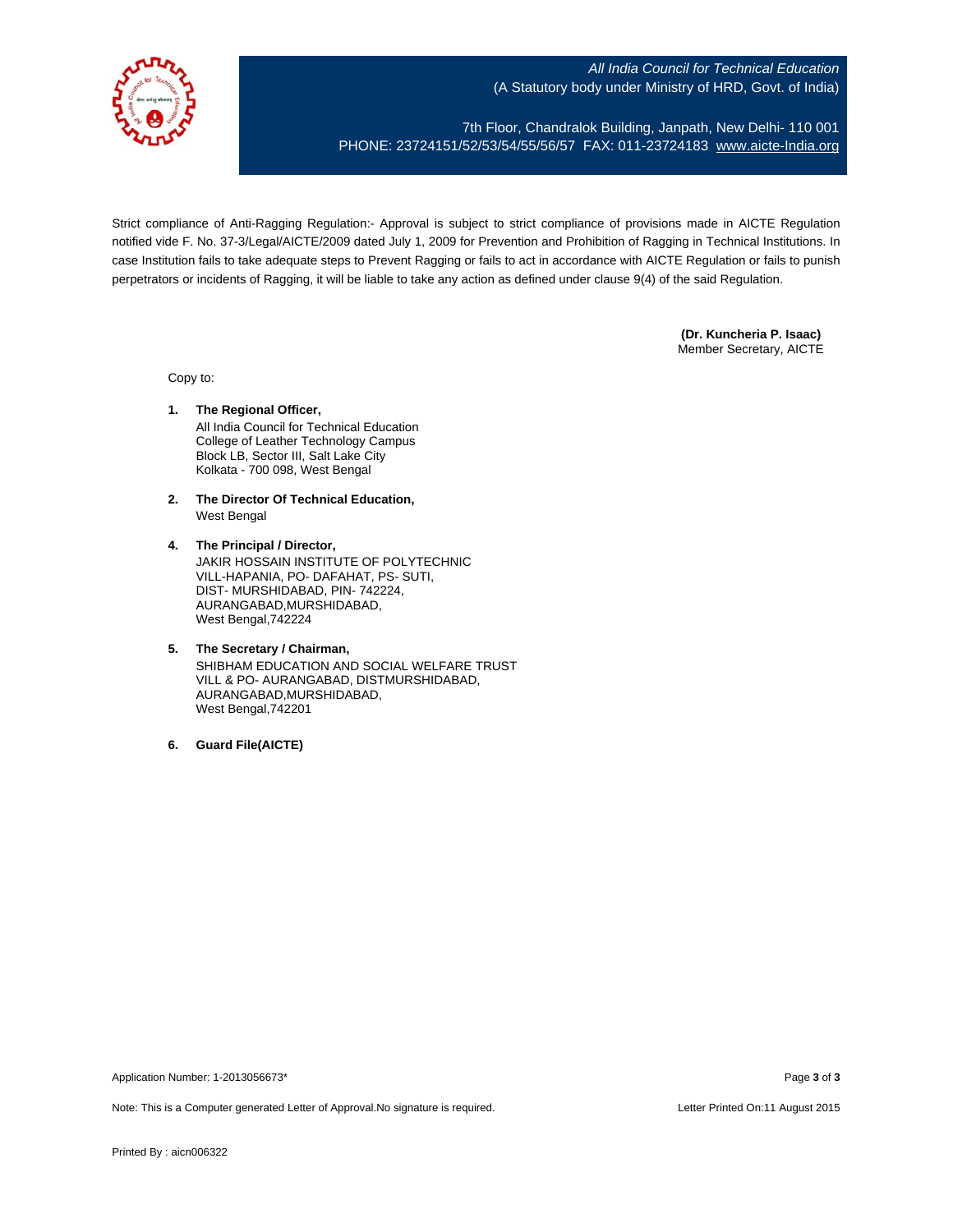Strict compliance of Anti-Ragging Regulation:- Approval is subject to strict compliance of provisions made in AICTE Regulation notified vide F. No. 37-3/Legal/AICTE/2009 dated July 1, 2009 for Prevention and Prohibition of Ragging in Technical Institutions. In case Institution fails to take adequate steps to Prevent Ragging or fails to act in accordance with AICTE Regulation or fails to punish perpetrators or incidents of Ragging, it will be liable to take any action as defined under clause 9(4) of the said Regulation.

**(Dr. Kuncheria P. Isaac)**
Member Secretary, AICTE

Copy to:

1. **The Regional Officer,**
   All India Council for Technical Education
   College of Leather Technology Campus
   Block LB, Sector III, Salt Lake City
   Kolkata - 700 098, West Bengal

2. **The Director Of Technical Education,**
   West Bengal

4. **The Principal / Director,**
   JAKIR HOSSAIN INSTITUTE OF POLYTECHNIC
   VILL-HAPANIA, PO- DAFAHAT, PS- SUTI,
   DIST- MURSHIDABAD, PIN- 742224,
   AURANGABAD,MURSHIDABAD,
   West Bengal,742224

5. **The Secretary / Chairman,**
   SHIBHAM EDUCATION AND SOCIAL WELFARE TRUST
   VILL & PO- AURANGABAD, DISTMURSHIDABAD,
   AURANGABAD,MURSHIDABAD,
   West Bengal,742201

6. **Guard File(AICTE)**

Application Number: 1-2013056673*

Note: This is a Computer generated Letter of Approval.No signature is required.

Letter Printed On:11 August 2015

Printed By : aicn006322